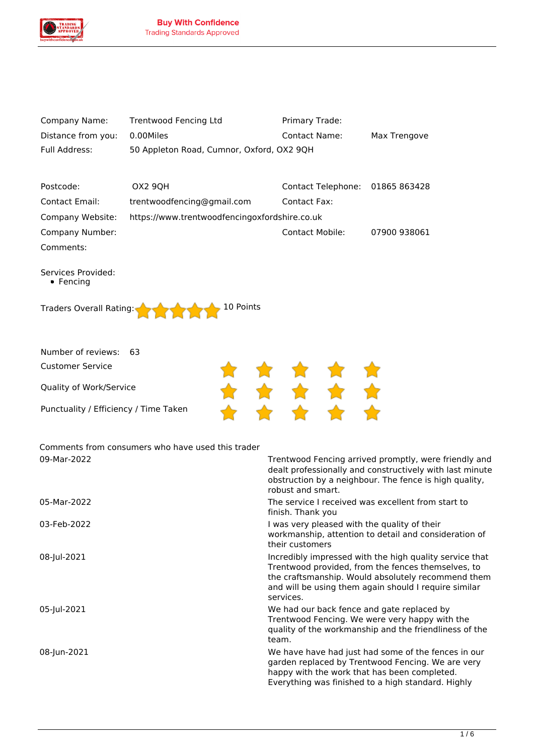**Buy With Confidence**
Trading Standards Approved

| | | | |
|---|---|---|---|
| Company Name: | Trentwood Fencing Ltd | Primary Trade: | |
| Distance from you: | 0.00Miles | Contact Name: | Max Trengove |
| Full Address: | 50 Appleton Road, Cumnor, Oxford, OX2 9QH | | |
| Postcode: | OX2 9QH | Contact Telephone: | 01865 863428 |
| Contact Email: | trentwoodfencing@gmail.com | Contact Fax: | |
| Company Website: | https://www.trentwoodfencingoxfordshire.co.uk | | |
| Company Number: | | Contact Mobile: | 07900 938061 |
| Comments: | | | |

Services Provided:
- Fencing

Traders Overall Rating: ★★★★★ 10 Points

Number of reviews: 63

| | |
|---|---|
| Customer Service | ★★★★★ |
| Quality of Work/Service | ★★★★★ |
| Punctuality / Efficiency / Time Taken | ★★★★★ |

Comments from consumers who have used this trader

| | |
|---|---|
| 09-Mar-2022 | Trentwood Fencing arrived promptly, were friendly and dealt professionally and constructively with last minute obstruction by a neighbour. The fence is high quality, robust and smart. |
| 05-Mar-2022 | The service I received was excellent from start to finish. Thank you |
| 03-Feb-2022 | I was very pleased with the quality of their workmanship, attention to detail and consideration of their customers |
| 08-Jul-2021 | Incredibly impressed with the high quality service that Trentwood provided, from the fences themselves, to the craftsmanship. Would absolutely recommend them and will be using them again should I require similar services. |
| 05-Jul-2021 | We had our back fence and gate replaced by Trentwood Fencing. We were very happy with the quality of the workmanship and the friendliness of the team. |
| 08-Jun-2021 | We have have had just had some of the fences in our garden replaced by Trentwood Fencing. We are very happy with the work that has been completed. Everything was finished to a high standard. Highly |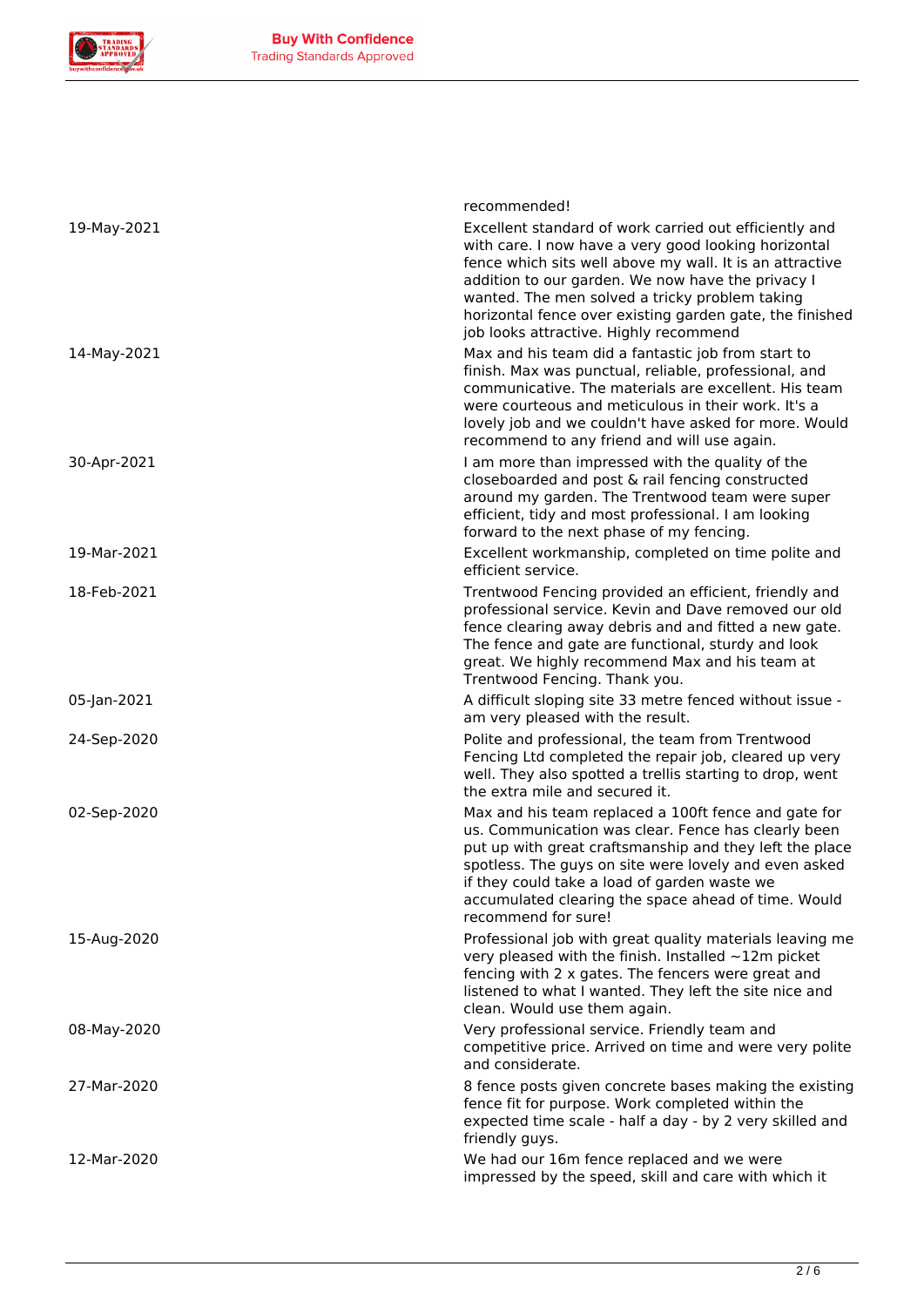| | recommended! |
|---|---|
| 19-May-2021 | Excellent standard of work carried out efficiently and with care. I now have a very good looking horizontal fence which sits well above my wall. It is an attractive addition to our garden. We now have the privacy I wanted. The men solved a tricky problem taking horizontal fence over existing garden gate, the finished job looks attractive. Highly recommend |
| 14-May-2021 | Max and his team did a fantastic job from start to finish. Max was punctual, reliable, professional, and communicative. The materials are excellent. His team were courteous and meticulous in their work. It's a lovely job and we couldn't have asked for more. Would recommend to any friend and will use again. |
| 30-Apr-2021 | I am more than impressed with the quality of the closeboarded and post & rail fencing constructed around my garden. The Trentwood team were super efficient, tidy and most professional. I am looking forward to the next phase of my fencing. |
| 19-Mar-2021 | Excellent workmanship, completed on time polite and efficient service. |
| 18-Feb-2021 | Trentwood Fencing provided an efficient, friendly and professional service. Kevin and Dave removed our old fence clearing away debris and and fitted a new gate. The fence and gate are functional, sturdy and look great. We highly recommend Max and his team at Trentwood Fencing. Thank you. |
| 05-Jan-2021 | A difficult sloping site 33 metre fenced without issue - am very pleased with the result. |
| 24-Sep-2020 | Polite and professional, the team from Trentwood Fencing Ltd completed the repair job, cleared up very well. They also spotted a trellis starting to drop, went the extra mile and secured it. |
| 02-Sep-2020 | Max and his team replaced a 100ft fence and gate for us. Communication was clear. Fence has clearly been put up with great craftsmanship and they left the place spotless. The guys on site were lovely and even asked if they could take a load of garden waste we accumulated clearing the space ahead of time. Would recommend for sure! |
| 15-Aug-2020 | Professional job with great quality materials leaving me very pleased with the finish. Installed ~12m picket fencing with 2 x gates. The fencers were great and listened to what I wanted. They left the site nice and clean. Would use them again. |
| 08-May-2020 | Very professional service. Friendly team and competitive price. Arrived on time and were very polite and considerate. |
| 27-Mar-2020 | 8 fence posts given concrete bases making the existing fence fit for purpose. Work completed within the expected time scale - half a day - by 2 very skilled and friendly guys. |
| 12-Mar-2020 | We had our 16m fence replaced and we were impressed by the speed, skill and care with which it |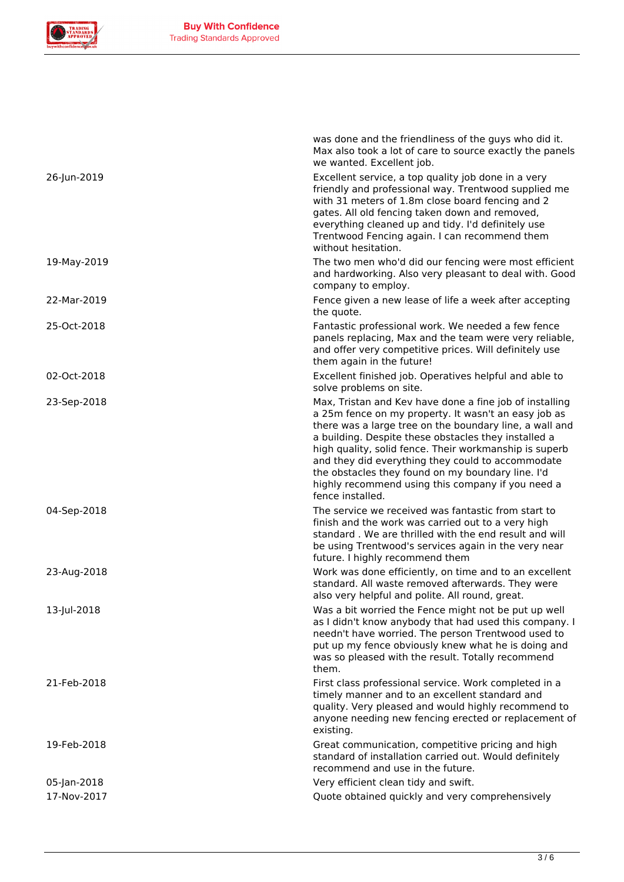| | |
|---|---|
| | was done and the friendliness of the guys who did it. Max also took a lot of care to source exactly the panels we wanted. Excellent job. |
| 26-Jun-2019 | Excellent service, a top quality job done in a very friendly and professional way. Trentwood supplied me with 31 meters of 1.8m close board fencing and 2 gates. All old fencing taken down and removed, everything cleaned up and tidy. I'd definitely use Trentwood Fencing again. I can recommend them without hesitation. |
| 19-May-2019 | The two men who'd did our fencing were most efficient and hardworking. Also very pleasant to deal with. Good company to employ. |
| 22-Mar-2019 | Fence given a new lease of life a week after accepting the quote. |
| 25-Oct-2018 | Fantastic professional work. We needed a few fence panels replacing, Max and the team were very reliable, and offer very competitive prices. Will definitely use them again in the future! |
| 02-Oct-2018 | Excellent finished job. Operatives helpful and able to solve problems on site. |
| 23-Sep-2018 | Max, Tristan and Kev have done a fine job of installing a 25m fence on my property. It wasn't an easy job as there was a large tree on the boundary line, a wall and a building. Despite these obstacles they installed a high quality, solid fence. Their workmanship is superb and they did everything they could to accommodate the obstacles they found on my boundary line. I'd highly recommend using this company if you need a fence installed. |
| 04-Sep-2018 | The service we received was fantastic from start to finish and the work was carried out to a very high standard . We are thrilled with the end result and will be using Trentwood's services again in the very near future. I highly recommend them |
| 23-Aug-2018 | Work was done efficiently, on time and to an excellent standard. All waste removed afterwards. They were also very helpful and polite. All round, great. |
| 13-Jul-2018 | Was a bit worried the Fence might not be put up well as I didn't know anybody that had used this company. I needn't have worried. The person Trentwood used to put up my fence obviously knew what he is doing and was so pleased with the result. Totally recommend them. |
| 21-Feb-2018 | First class professional service. Work completed in a timely manner and to an excellent standard and quality. Very pleased and would highly recommend to anyone needing new fencing erected or replacement of existing. |
| 19-Feb-2018 | Great communication, competitive pricing and high standard of installation carried out. Would definitely recommend and use in the future. |
| 05-Jan-2018 | Very efficient clean tidy and swift. |
| 17-Nov-2017 | Quote obtained quickly and very comprehensively |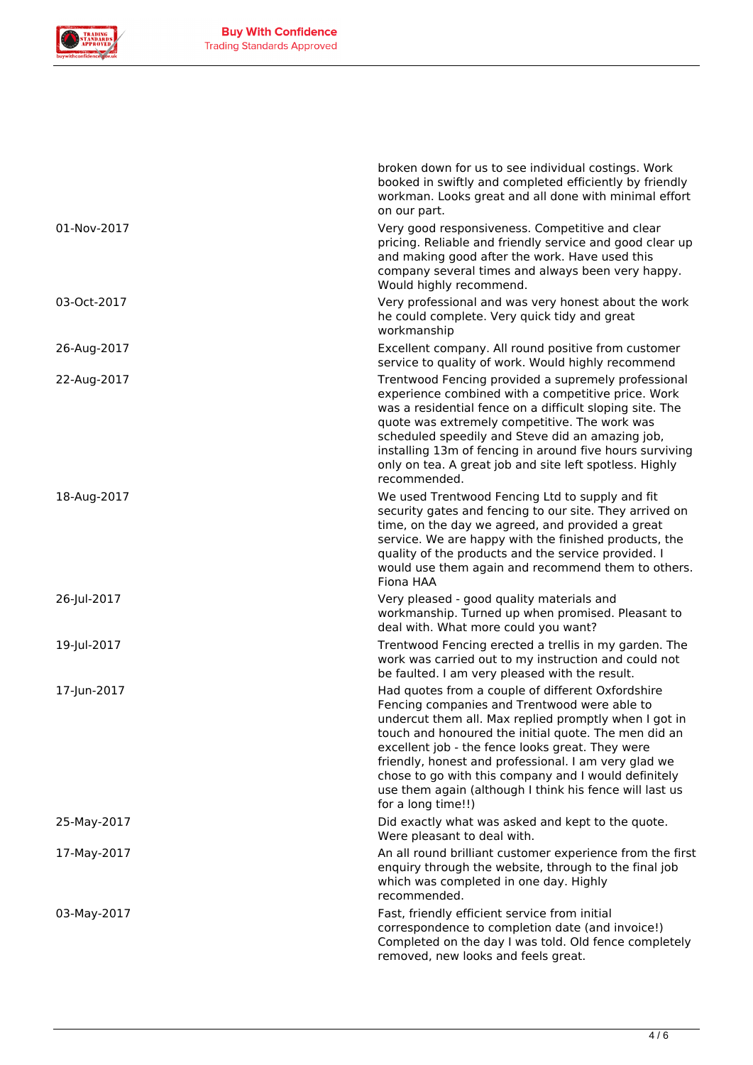| | |
|---|---|
| | broken down for us to see individual costings. Work booked in swiftly and completed efficiently by friendly workman. Looks great and all done with minimal effort on our part. |
| 01-Nov-2017 | Very good responsiveness. Competitive and clear pricing. Reliable and friendly service and good clear up and making good after the work. Have used this company several times and always been very happy. Would highly recommend. |
| 03-Oct-2017 | Very professional and was very honest about the work he could complete. Very quick tidy and great workmanship |
| 26-Aug-2017 | Excellent company. All round positive from customer service to quality of work. Would highly recommend |
| 22-Aug-2017 | Trentwood Fencing provided a supremely professional experience combined with a competitive price. Work was a residential fence on a difficult sloping site. The quote was extremely competitive. The work was scheduled speedily and Steve did an amazing job, installing 13m of fencing in around five hours surviving only on tea. A great job and site left spotless. Highly recommended. |
| 18-Aug-2017 | We used Trentwood Fencing Ltd to supply and fit security gates and fencing to our site. They arrived on time, on the day we agreed, and provided a great service. We are happy with the finished products, the quality of the products and the service provided. I would use them again and recommend them to others. Fiona HAA |
| 26-Jul-2017 | Very pleased - good quality materials and workmanship. Turned up when promised. Pleasant to deal with. What more could you want? |
| 19-Jul-2017 | Trentwood Fencing erected a trellis in my garden. The work was carried out to my instruction and could not be faulted. I am very pleased with the result. |
| 17-Jun-2017 | Had quotes from a couple of different Oxfordshire Fencing companies and Trentwood were able to undercut them all. Max replied promptly when I got in touch and honoured the initial quote. The men did an excellent job - the fence looks great. They were friendly, honest and professional. I am very glad we chose to go with this company and I would definitely use them again (although I think his fence will last us for a long time!!) |
| 25-May-2017 | Did exactly what was asked and kept to the quote. Were pleasant to deal with. |
| 17-May-2017 | An all round brilliant customer experience from the first enquiry through the website, through to the final job which was completed in one day. Highly recommended. |
| 03-May-2017 | Fast, friendly efficient service from initial correspondence to completion date (and invoice!) Completed on the day I was told. Old fence completely removed, new looks and feels great. |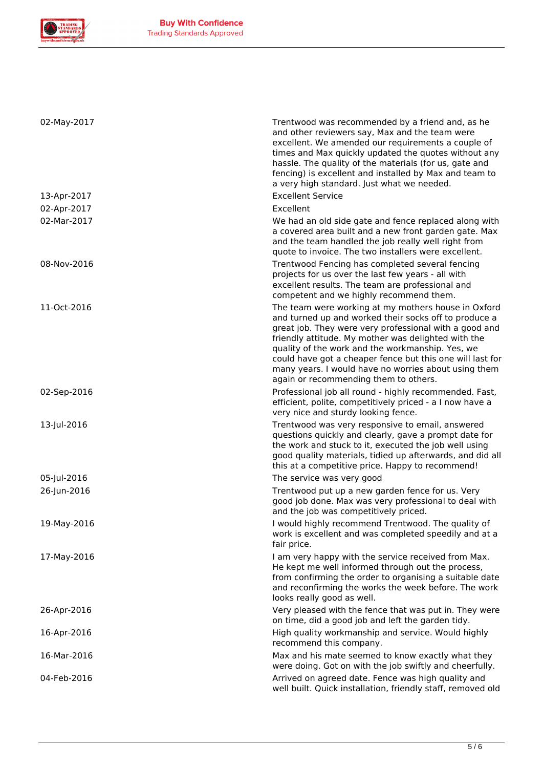| | |
|---|---|
| 02-May-2017 | Trentwood was recommended by a friend and, as he and other reviewers say, Max and the team were excellent. We amended our requirements a couple of times and Max quickly updated the quotes without any hassle. The quality of the materials (for us, gate and fencing) is excellent and installed by Max and team to a very high standard. Just what we needed. |
| 13-Apr-2017 | Excellent Service |
| 02-Apr-2017 | Excellent |
| 02-Mar-2017 | We had an old side gate and fence replaced along with a covered area built and a new front garden gate. Max and the team handled the job really well right from quote to invoice. The two installers were excellent. |
| 08-Nov-2016 | Trentwood Fencing has completed several fencing projects for us over the last few years - all with excellent results. The team are professional and competent and we highly recommend them. |
| 11-Oct-2016 | The team were working at my mothers house in Oxford and turned up and worked their socks off to produce a great job. They were very professional with a good and friendly attitude. My mother was delighted with the quality of the work and the workmanship. Yes, we could have got a cheaper fence but this one will last for many years. I would have no worries about using them again or recommending them to others. |
| 02-Sep-2016 | Professional job all round - highly recommended. Fast, efficient, polite, competitively priced - a I now have a very nice and sturdy looking fence. |
| 13-Jul-2016 | Trentwood was very responsive to email, answered questions quickly and clearly, gave a prompt date for the work and stuck to it, executed the job well using good quality materials, tidied up afterwards, and did all this at a competitive price. Happy to recommend! |
| 05-Jul-2016 | The service was very good |
| 26-Jun-2016 | Trentwood put up a new garden fence for us. Very good job done. Max was very professional to deal with and the job was competitively priced. |
| 19-May-2016 | I would highly recommend Trentwood. The quality of work is excellent and was completed speedily and at a fair price. |
| 17-May-2016 | I am very happy with the service received from Max. He kept me well informed through out the process, from confirming the order to organising a suitable date and reconfirming the works the week before. The work looks really good as well. |
| 26-Apr-2016 | Very pleased with the fence that was put in. They were on time, did a good job and left the garden tidy. |
| 16-Apr-2016 | High quality workmanship and service. Would highly recommend this company. |
| 16-Mar-2016 | Max and his mate seemed to know exactly what they were doing. Got on with the job swiftly and cheerfully. |
| 04-Feb-2016 | Arrived on agreed date. Fence was high quality and well built. Quick installation, friendly staff, removed old |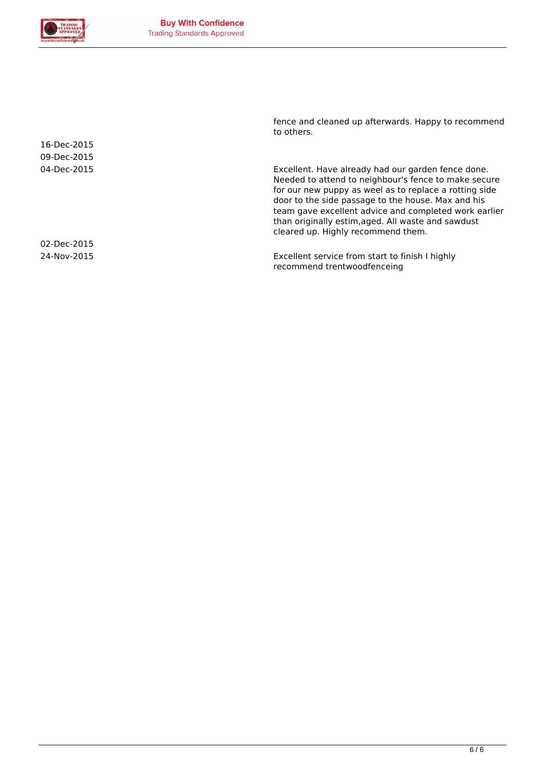| | |
|---|---|
| | fence and cleaned up afterwards. Happy to recommend to others. |
| 16-Dec-2015 | |
| 09-Dec-2015 | |
| 04-Dec-2015 | Excellent. Have already had our garden fence done. Needed to attend to neighbour's fence to make secure for our new puppy as weel as to replace a rotting side door to the side passage to the house. Max and his team gave excellent advice and completed work earlier than originally estim,aged. All waste and sawdust cleared up. Highly recommend them. |
| 02-Dec-2015 | |
| 24-Nov-2015 | Excellent service from start to finish I highly recommend trentwoodfenceing |